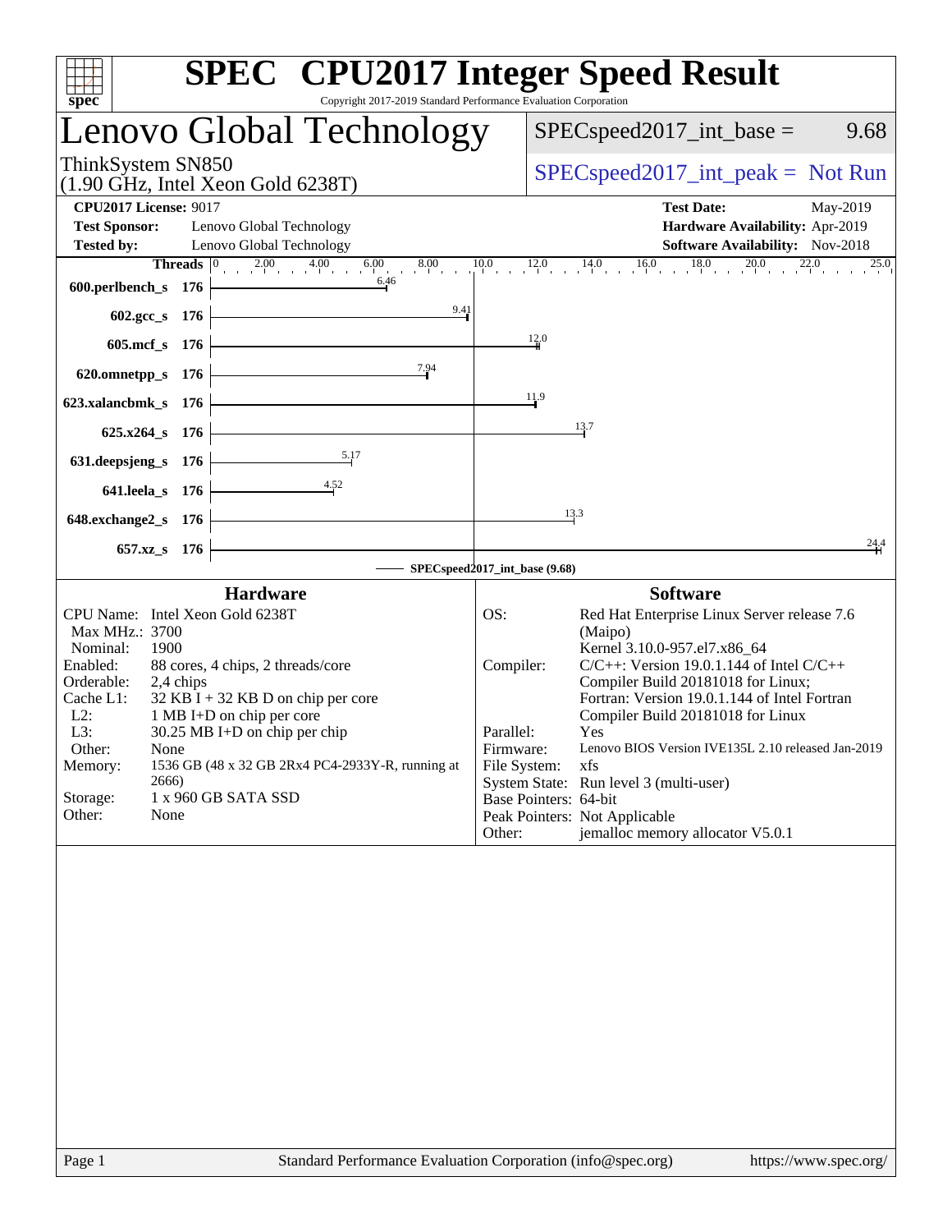# SPEC CPU2017 Integer Speed Result

Copyright 2017-2019 Standard Performance Evaluation Corporation

## Lenovo Global Technology

ThinkSystem SN850
(1.90 GHz, Intel Xeon Gold 6238T)

SPECspeed2017_int_base = 9.68

SPECspeed2017_int_peak = Not Run

**CPU2017 License:** 9017
**Test Sponsor:** Lenovo Global Technology
**Tested by:** Lenovo Global Technology

**Test Date:** May-2019
**Hardware Availability:** Apr-2019
**Software Availability:** Nov-2018

| Benchmark | Threads | Base Result |
|---|---|---|
| 600.perlbench_s | 176 | 6.46 |
| 602.gcc_s | 176 | 9.41 |
| 605.mcf_s | 176 | 12.0 |
| 620.omnetpp_s | 176 | 7.94 |
| 623.xalancbmk_s | 176 | 11.9 |
| 625.x264_s | 176 | 13.7 |
| 631.deepsjeng_s | 176 | 5.17 |
| 641.leela_s | 176 | 4.52 |
| 648.exchange2_s | 176 | 13.3 |
| 657.xz_s | 176 | 24.4 |

SPECspeed2017_int_base (9.68)

### Hardware

- **CPU Name:** Intel Xeon Gold 6238T
- **Max MHz.:** 3700
- **Nominal:** 1900
- **Enabled:** 88 cores, 4 chips, 2 threads/core
- **Orderable:** 2,4 chips
- **Cache L1:** 32 KB I + 32 KB D on chip per core
- **L2:** 1 MB I+D on chip per core
- **L3:** 30.25 MB I+D on chip per chip
- **Other:** None
- **Memory:** 1536 GB (48 x 32 GB 2Rx4 PC4-2933Y-R, running at 2666)
- **Storage:** 1 x 960 GB SATA SSD
- **Other:** None

### Software

- **OS:** Red Hat Enterprise Linux Server release 7.6 (Maipo) Kernel 3.10.0-957.el7.x86_64
- **Compiler:** C/C++: Version 19.0.1.144 of Intel C/C++ Compiler Build 20181018 for Linux; Fortran: Version 19.0.1.144 of Intel Fortran Compiler Build 20181018 for Linux
- **Parallel:** Yes
- **Firmware:** Lenovo BIOS Version IVE135L 2.10 released Jan-2019
- **File System:** xfs
- **System State:** Run level 3 (multi-user)
- **Base Pointers:** 64-bit
- **Peak Pointers:** Not Applicable
- **Other:** jemalloc memory allocator V5.0.1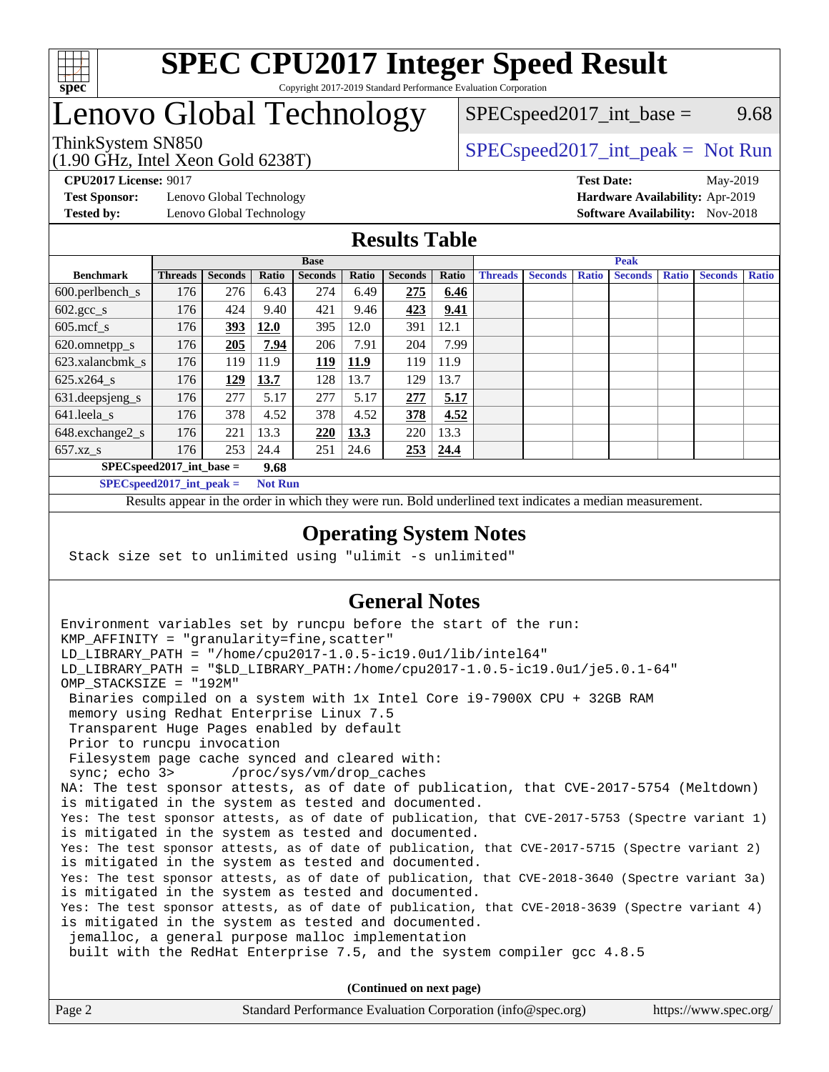# SPEC CPU2017 Integer Speed Result

Copyright 2017-2019 Standard Performance Evaluation Corporation

# Lenovo Global Technology

ThinkSystem SN850
(1.90 GHz, Intel Xeon Gold 6238T)

SPECspeed2017_int_base = 9.68

SPECspeed2017_int_peak = Not Run

**CPU2017 License:** 9017
**Test Sponsor:** Lenovo Global Technology
**Tested by:** Lenovo Global Technology

**Test Date:** May-2019
**Hardware Availability:** Apr-2019
**Software Availability:** Nov-2018

## Results Table

| | Base | | | | | | | Peak | | | | | | |
|---|---|---|---|---|---|---|---|---|---|---|---|---|---|---|
| **Benchmark** | **Threads** | **Seconds** | **Ratio** | **Seconds** | **Ratio** | **Seconds** | **Ratio** | **Threads** | **Seconds** | **Ratio** | **Seconds** | **Ratio** | **Seconds** | **Ratio** |
| 600.perlbench_s | 176 | 276 | 6.43 | 274 | 6.49 | **275** | **6.46** | | | | | | | |
| 602.gcc_s | 176 | 424 | 9.40 | 421 | 9.46 | **423** | **9.41** | | | | | | | |
| 605.mcf_s | 176 | **393** | **12.0** | 395 | 12.0 | 391 | 12.1 | | | | | | | |
| 620.omnetpp_s | 176 | **205** | **7.94** | 206 | 7.91 | 204 | 7.99 | | | | | | | |
| 623.xalancbmk_s | 176 | 119 | 11.9 | **119** | **11.9** | 119 | 11.9 | | | | | | | |
| 625.x264_s | 176 | **129** | **13.7** | 128 | 13.7 | 129 | 13.7 | | | | | | | |
| 631.deepsjeng_s | 176 | 277 | 5.17 | 277 | 5.17 | **277** | **5.17** | | | | | | | |
| 641.leela_s | 176 | 378 | 4.52 | 378 | 4.52 | **378** | **4.52** | | | | | | | |
| 648.exchange2_s | 176 | 221 | 13.3 | **220** | **13.3** | 220 | 13.3 | | | | | | | |
| 657.xz_s | 176 | 253 | 24.4 | 251 | 24.6 | **253** | **24.4** | | | | | | | |

**SPECspeed2017_int_base = 9.68**

**SPECspeed2017_int_peak = Not Run**

Results appear in the order in which they were run. Bold underlined text indicates a median measurement.

## Operating System Notes

```
Stack size set to unlimited using "ulimit -s unlimited"
```

## General Notes

```
Environment variables set by runcpu before the start of the run:
KMP_AFFINITY = "granularity=fine,scatter"
LD_LIBRARY_PATH = "/home/cpu2017-1.0.5-ic19.0u1/lib/intel64"
LD_LIBRARY_PATH = "$LD_LIBRARY_PATH:/home/cpu2017-1.0.5-ic19.0u1/je5.0.1-64"
OMP_STACKSIZE = "192M"
 Binaries compiled on a system with 1x Intel Core i9-7900X CPU + 32GB RAM
 memory using Redhat Enterprise Linux 7.5
 Transparent Huge Pages enabled by default
 Prior to runcpu invocation
 Filesystem page cache synced and cleared with:
 sync; echo 3>       /proc/sys/vm/drop_caches
NA: The test sponsor attests, as of date of publication, that CVE-2017-5754 (Meltdown)
is mitigated in the system as tested and documented.
Yes: The test sponsor attests, as of date of publication, that CVE-2017-5753 (Spectre variant 1)
is mitigated in the system as tested and documented.
Yes: The test sponsor attests, as of date of publication, that CVE-2017-5715 (Spectre variant 2)
is mitigated in the system as tested and documented.
Yes: The test sponsor attests, as of date of publication, that CVE-2018-3640 (Spectre variant 3a)
is mitigated in the system as tested and documented.
Yes: The test sponsor attests, as of date of publication, that CVE-2018-3639 (Spectre variant 4)
is mitigated in the system as tested and documented.
 jemalloc, a general purpose malloc implementation
 built with the RedHat Enterprise 7.5, and the system compiler gcc 4.8.5
```

**(Continued on next page)**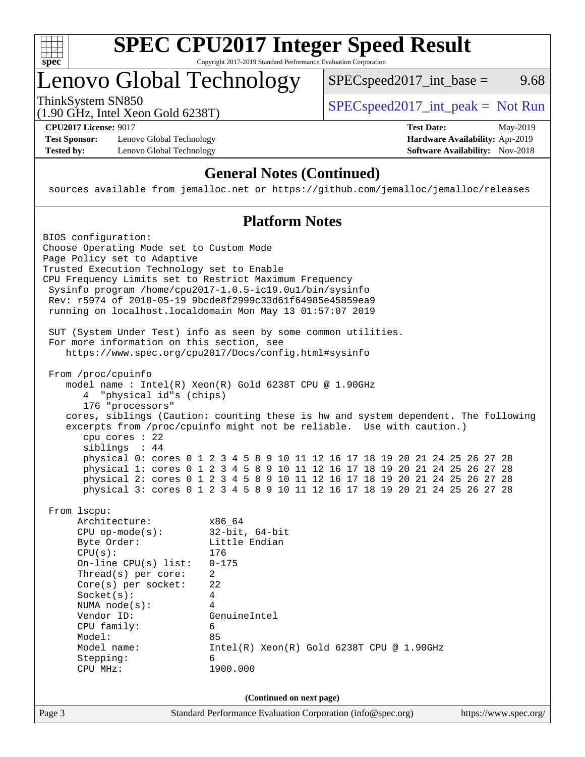# SPEC CPU2017 Integer Speed Result

Copyright 2017-2019 Standard Performance Evaluation Corporation

## Lenovo Global Technology

ThinkSystem SN850
(1.90 GHz, Intel Xeon Gold 6238T)

SPECspeed2017_int_base = 9.68

SPECspeed2017_int_peak = Not Run

**CPU2017 License:** 9017
**Test Sponsor:** Lenovo Global Technology
**Tested by:** Lenovo Global Technology

**Test Date:** May-2019
**Hardware Availability:** Apr-2019
**Software Availability:** Nov-2018

### General Notes (Continued)

```
sources available from jemalloc.net or https://github.com/jemalloc/jemalloc/releases
```

### Platform Notes

```
BIOS configuration:
Choose Operating Mode set to Custom Mode
Page Policy set to Adaptive
Trusted Execution Technology set to Enable
CPU Frequency Limits set to Restrict Maximum Frequency
 Sysinfo program /home/cpu2017-1.0.5-ic19.0u1/bin/sysinfo
 Rev: r5974 of 2018-05-19 9bcde8f2999c33d61f64985e45859ea9
 running on localhost.localdomain Mon May 13 01:57:07 2019

 SUT (System Under Test) info as seen by some common utilities.
 For more information on this section, see
    https://www.spec.org/cpu2017/Docs/config.html#sysinfo

 From /proc/cpuinfo
    model name : Intel(R) Xeon(R) Gold 6238T CPU @ 1.90GHz
       4  "physical id"s (chips)
       176 "processors"
    cores, siblings (Caution: counting these is hw and system dependent. The following
    excerpts from /proc/cpuinfo might not be reliable.  Use with caution.)
       cpu cores : 22
       siblings  : 44
       physical 0: cores 0 1 2 3 4 5 8 9 10 11 12 16 17 18 19 20 21 24 25 26 27 28
       physical 1: cores 0 1 2 3 4 5 8 9 10 11 12 16 17 18 19 20 21 24 25 26 27 28
       physical 2: cores 0 1 2 3 4 5 8 9 10 11 12 16 17 18 19 20 21 24 25 26 27 28
       physical 3: cores 0 1 2 3 4 5 8 9 10 11 12 16 17 18 19 20 21 24 25 26 27 28

 From lscpu:
      Architecture:          x86_64
      CPU op-mode(s):        32-bit, 64-bit
      Byte Order:            Little Endian
      CPU(s):                176
      On-line CPU(s) list:   0-175
      Thread(s) per core:    2
      Core(s) per socket:    22
      Socket(s):             4
      NUMA node(s):          4
      Vendor ID:             GenuineIntel
      CPU family:            6
      Model:                 85
      Model name:            Intel(R) Xeon(R) Gold 6238T CPU @ 1.90GHz
      Stepping:              6
      CPU MHz:               1900.000
```

(Continued on next page)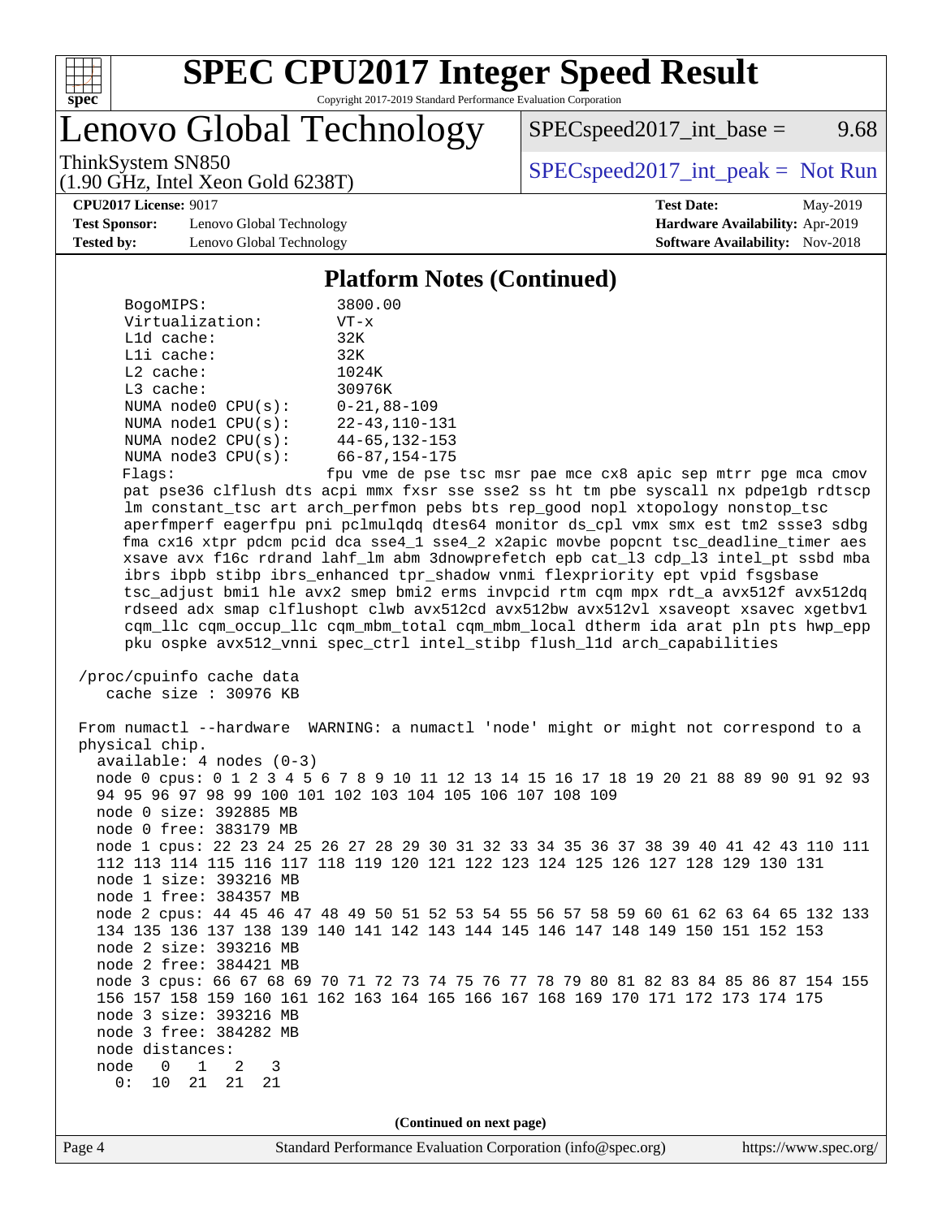## Platform Notes (Continued)

```
     BogoMIPS:              3800.00
     Virtualization:        VT-x
     L1d cache:             32K
     L1i cache:             32K
     L2 cache:              1024K
     L3 cache:              30976K
     NUMA node0 CPU(s):     0-21,88-109
     NUMA node1 CPU(s):     22-43,110-131
     NUMA node2 CPU(s):     44-65,132-153
     NUMA node3 CPU(s):     66-87,154-175
     Flags:                 fpu vme de pse tsc msr pae mce cx8 apic sep mtrr pge mca cmov
     pat pse36 clflush dts acpi mmx fxsr sse sse2 ss ht tm pbe syscall nx pdpe1gb rdtscp
     lm constant_tsc art arch_perfmon pebs bts rep_good nopl xtopology nonstop_tsc
     aperfmperf eagerfpu pni pclmulqdq dtes64 monitor ds_cpl vmx smx est tm2 ssse3 sdbg
     fma cx16 xtpr pdcm pcid dca sse4_1 sse4_2 x2apic movbe popcnt tsc_deadline_timer aes
     xsave avx f16c rdrand lahf_lm abm 3dnowprefetch epb cat_l3 cdp_l3 intel_pt ssbd mba
     ibrs ibpb stibp ibrs_enhanced tpr_shadow vnmi flexpriority ept vpid fsgsbase
     tsc_adjust bmi1 hle avx2 smep bmi2 erms invpcid rtm cqm mpx rdt_a avx512f avx512dq
     rdseed adx smap clflushopt clwb avx512cd avx512bw avx512vl xsaveopt xsavec xgetbv1
     cqm_llc cqm_occup_llc cqm_mbm_total cqm_mbm_local dtherm ida arat pln pts hwp_epp
     pku ospke avx512_vnni spec_ctrl intel_stibp flush_l1d arch_capabilities

 /proc/cpuinfo cache data
    cache size : 30976 KB

 From numactl --hardware  WARNING: a numactl 'node' might or might not correspond to a
 physical chip.
   available: 4 nodes (0-3)
   node 0 cpus: 0 1 2 3 4 5 6 7 8 9 10 11 12 13 14 15 16 17 18 19 20 21 88 89 90 91 92 93
   94 95 96 97 98 99 100 101 102 103 104 105 106 107 108 109
   node 0 size: 392885 MB
   node 0 free: 383179 MB
   node 1 cpus: 22 23 24 25 26 27 28 29 30 31 32 33 34 35 36 37 38 39 40 41 42 43 110 111
   112 113 114 115 116 117 118 119 120 121 122 123 124 125 126 127 128 129 130 131
   node 1 size: 393216 MB
   node 1 free: 384357 MB
   node 2 cpus: 44 45 46 47 48 49 50 51 52 53 54 55 56 57 58 59 60 61 62 63 64 65 132 133
   134 135 136 137 138 139 140 141 142 143 144 145 146 147 148 149 150 151 152 153
   node 2 size: 393216 MB
   node 2 free: 384421 MB
   node 3 cpus: 66 67 68 69 70 71 72 73 74 75 76 77 78 79 80 81 82 83 84 85 86 87 154 155
   156 157 158 159 160 161 162 163 164 165 166 167 168 169 170 171 172 173 174 175
   node 3 size: 393216 MB
   node 3 free: 384282 MB
   node distances:
   node   0   1   2   3
     0:  10  21  21  21
```

(Continued on next page)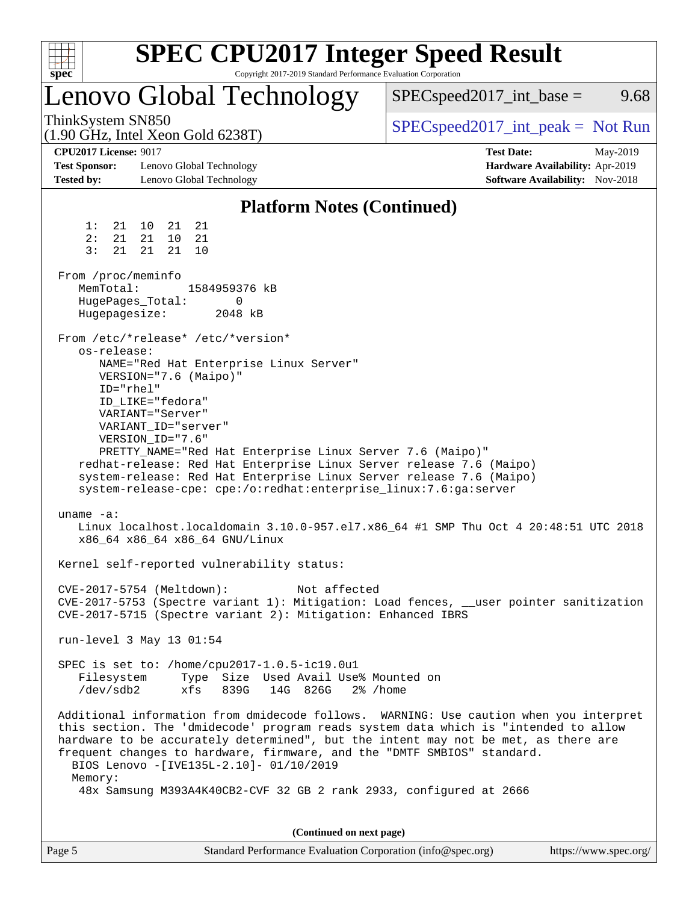## Platform Notes (Continued)

```
     1:  21  10  21  21
     2:  21  21  10  21
     3:  21  21  21  10

 From /proc/meminfo
    MemTotal:       1584959376 kB
    HugePages_Total:       0
    Hugepagesize:       2048 kB

 From /etc/*release* /etc/*version*
    os-release:
       NAME="Red Hat Enterprise Linux Server"
       VERSION="7.6 (Maipo)"
       ID="rhel"
       ID_LIKE="fedora"
       VARIANT="Server"
       VARIANT_ID="server"
       VERSION_ID="7.6"
       PRETTY_NAME="Red Hat Enterprise Linux Server 7.6 (Maipo)"
    redhat-release: Red Hat Enterprise Linux Server release 7.6 (Maipo)
    system-release: Red Hat Enterprise Linux Server release 7.6 (Maipo)
    system-release-cpe: cpe:/o:redhat:enterprise_linux:7.6:ga:server

 uname -a:
    Linux localhost.localdomain 3.10.0-957.el7.x86_64 #1 SMP Thu Oct 4 20:48:51 UTC 2018
    x86_64 x86_64 x86_64 GNU/Linux

 Kernel self-reported vulnerability status:

 CVE-2017-5754 (Meltdown):          Not affected
 CVE-2017-5753 (Spectre variant 1): Mitigation: Load fences, __user pointer sanitization
 CVE-2017-5715 (Spectre variant 2): Mitigation: Enhanced IBRS

 run-level 3 May 13 01:54

 SPEC is set to: /home/cpu2017-1.0.5-ic19.0u1
    Filesystem     Type  Size  Used Avail Use% Mounted on
    /dev/sdb2      xfs   839G   14G  826G   2% /home

 Additional information from dmidecode follows.  WARNING: Use caution when you interpret
 this section. The 'dmidecode' program reads system data which is "intended to allow
 hardware to be accurately determined", but the intent may not be met, as there are
 frequent changes to hardware, firmware, and the "DMTF SMBIOS" standard.
   BIOS Lenovo -[IVE135L-2.10]- 01/10/2019
   Memory:
    48x Samsung M393A4K40CB2-CVF 32 GB 2 rank 2933, configured at 2666
```

**(Continued on next page)**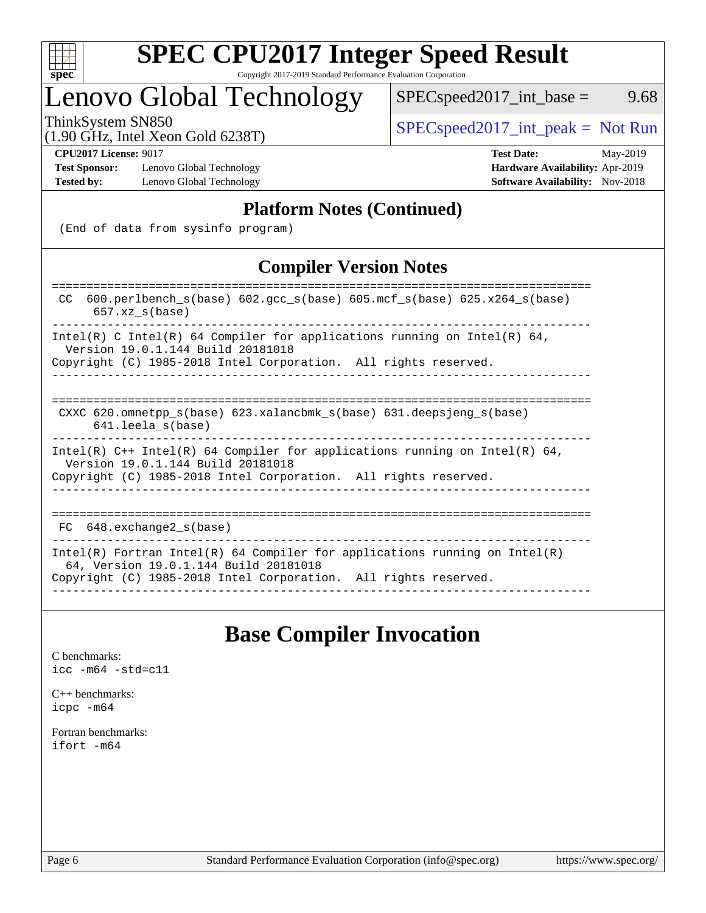## Platform Notes (Continued)

```
(End of data from sysinfo program)
```

## Compiler Version Notes

```
==============================================================================
 CC  600.perlbench_s(base) 602.gcc_s(base) 605.mcf_s(base) 625.x264_s(base)
      657.xz_s(base)
------------------------------------------------------------------------------
Intel(R) C Intel(R) 64 Compiler for applications running on Intel(R) 64,
  Version 19.0.1.144 Build 20181018
Copyright (C) 1985-2018 Intel Corporation.  All rights reserved.
------------------------------------------------------------------------------

==============================================================================
 CXXC 620.omnetpp_s(base) 623.xalancbmk_s(base) 631.deepsjeng_s(base)
      641.leela_s(base)
------------------------------------------------------------------------------
Intel(R) C++ Intel(R) 64 Compiler for applications running on Intel(R) 64,
  Version 19.0.1.144 Build 20181018
Copyright (C) 1985-2018 Intel Corporation.  All rights reserved.
------------------------------------------------------------------------------

==============================================================================
 FC  648.exchange2_s(base)
------------------------------------------------------------------------------
Intel(R) Fortran Intel(R) 64 Compiler for applications running on Intel(R)
  64, Version 19.0.1.144 Build 20181018
Copyright (C) 1985-2018 Intel Corporation.  All rights reserved.
------------------------------------------------------------------------------
```

# Base Compiler Invocation

C benchmarks:
`icc -m64 -std=c11`

C++ benchmarks:
`icpc -m64`

Fortran benchmarks:
`ifort -m64`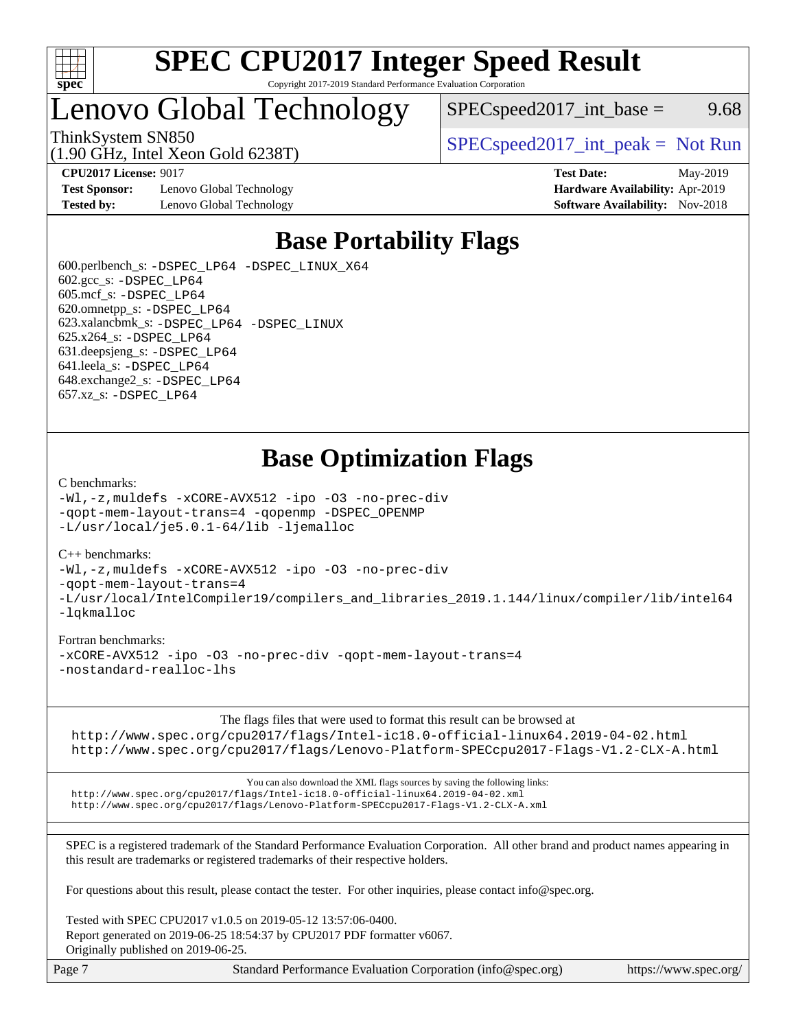# SPEC CPU2017 Integer Speed Result

Copyright 2017-2019 Standard Performance Evaluation Corporation

# Lenovo Global Technology

ThinkSystem SN850
(1.90 GHz, Intel Xeon Gold 6238T)

SPECspeed2017_int_base = 9.68

SPECspeed2017_int_peak = Not Run

**CPU2017 License:** 9017
**Test Sponsor:** Lenovo Global Technology
**Tested by:** Lenovo Global Technology

**Test Date:** May-2019
**Hardware Availability:** Apr-2019
**Software Availability:** Nov-2018

## Base Portability Flags

600.perlbench_s: -DSPEC_LP64 -DSPEC_LINUX_X64
602.gcc_s: -DSPEC_LP64
605.mcf_s: -DSPEC_LP64
620.omnetpp_s: -DSPEC_LP64
623.xalancbmk_s: -DSPEC_LP64 -DSPEC_LINUX
625.x264_s: -DSPEC_LP64
631.deepsjeng_s: -DSPEC_LP64
641.leela_s: -DSPEC_LP64
648.exchange2_s: -DSPEC_LP64
657.xz_s: -DSPEC_LP64

## Base Optimization Flags

C benchmarks:
-Wl,-z,muldefs -xCORE-AVX512 -ipo -O3 -no-prec-div
-qopt-mem-layout-trans=4 -qopenmp -DSPEC_OPENMP
-L/usr/local/je5.0.1-64/lib -ljemalloc

C++ benchmarks:
-Wl,-z,muldefs -xCORE-AVX512 -ipo -O3 -no-prec-div
-qopt-mem-layout-trans=4
-L/usr/local/IntelCompiler19/compilers_and_libraries_2019.1.144/linux/compiler/lib/intel64
-lqkmalloc

Fortran benchmarks:
-xCORE-AVX512 -ipo -O3 -no-prec-div -qopt-mem-layout-trans=4
-nostandard-realloc-lhs

The flags files that were used to format this result can be browsed at
http://www.spec.org/cpu2017/flags/Intel-ic18.0-official-linux64.2019-04-02.html
http://www.spec.org/cpu2017/flags/Lenovo-Platform-SPECcpu2017-Flags-V1.2-CLX-A.html

You can also download the XML flags sources by saving the following links:
http://www.spec.org/cpu2017/flags/Intel-ic18.0-official-linux64.2019-04-02.xml
http://www.spec.org/cpu2017/flags/Lenovo-Platform-SPECcpu2017-Flags-V1.2-CLX-A.xml

SPEC is a registered trademark of the Standard Performance Evaluation Corporation. All other brand and product names appearing in this result are trademarks or registered trademarks of their respective holders.

For questions about this result, please contact the tester. For other inquiries, please contact info@spec.org.

Tested with SPEC CPU2017 v1.0.5 on 2019-05-12 13:57:06-0400.
Report generated on 2019-06-25 18:54:37 by CPU2017 PDF formatter v6067.
Originally published on 2019-06-25.